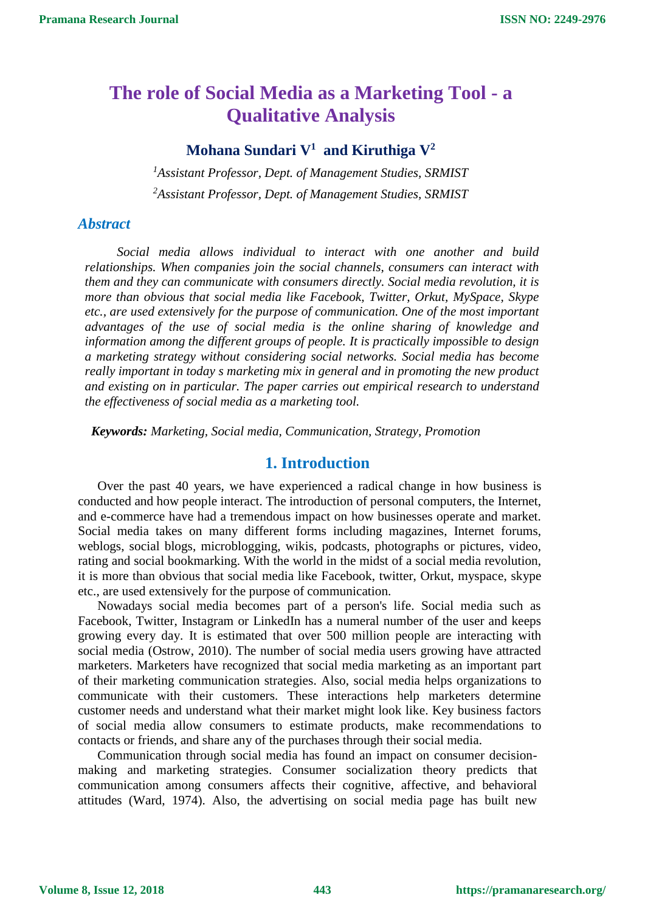# The role of Social Media as a Marketing Tool - a Qualitative Analysis

**Mohana Sundari V[1] and Kiruthiga V[2]**

[1]*Assistant Professor, Dept. of Management Studies, SRMIST*

[2]*Assistant Professor, Dept. of Management Studies, SRMIST*

## *Abstract*

*Social media allows individual to interact with one another and build relationships. When companies join the social channels, consumers can interact with them and they can communicate with consumers directly. Social media revolution, it is more than obvious that social media like Facebook, Twitter, Orkut, MySpace, Skype etc., are used extensively for the purpose of communication. One of the most important advantages of the use of social media is the online sharing of knowledge and information among the different groups of people. It is practically impossible to design a marketing strategy without considering social networks. Social media has become really important in today s marketing mix in general and in promoting the new product and existing on in particular. The paper carries out empirical research to understand the effectiveness of social media as a marketing tool.*

***Keywords:*** *Marketing, Social media, Communication, Strategy, Promotion*

## 1. Introduction

Over the past 40 years, we have experienced a radical change in how business is conducted and how people interact. The introduction of personal computers, the Internet, and e-commerce have had a tremendous impact on how businesses operate and market. Social media takes on many different forms including magazines, Internet forums, weblogs, social blogs, microblogging, wikis, podcasts, photographs or pictures, video, rating and social bookmarking. With the world in the midst of a social media revolution, it is more than obvious that social media like Facebook, twitter, Orkut, myspace, skype etc., are used extensively for the purpose of communication.

Nowadays social media becomes part of a person's life. Social media such as Facebook, Twitter, Instagram or LinkedIn has a numeral number of the user and keeps growing every day. It is estimated that over 500 million people are interacting with social media (Ostrow, 2010). The number of social media users growing have attracted marketers. Marketers have recognized that social media marketing as an important part of their marketing communication strategies. Also, social media helps organizations to communicate with their customers. These interactions help marketers determine customer needs and understand what their market might look like. Key business factors of social media allow consumers to estimate products, make recommendations to contacts or friends, and share any of the purchases through their social media.

Communication through social media has found an impact on consumer decision-making and marketing strategies. Consumer socialization theory predicts that communication among consumers affects their cognitive, affective, and behavioral attitudes (Ward, 1974). Also, the advertising on social media page has built new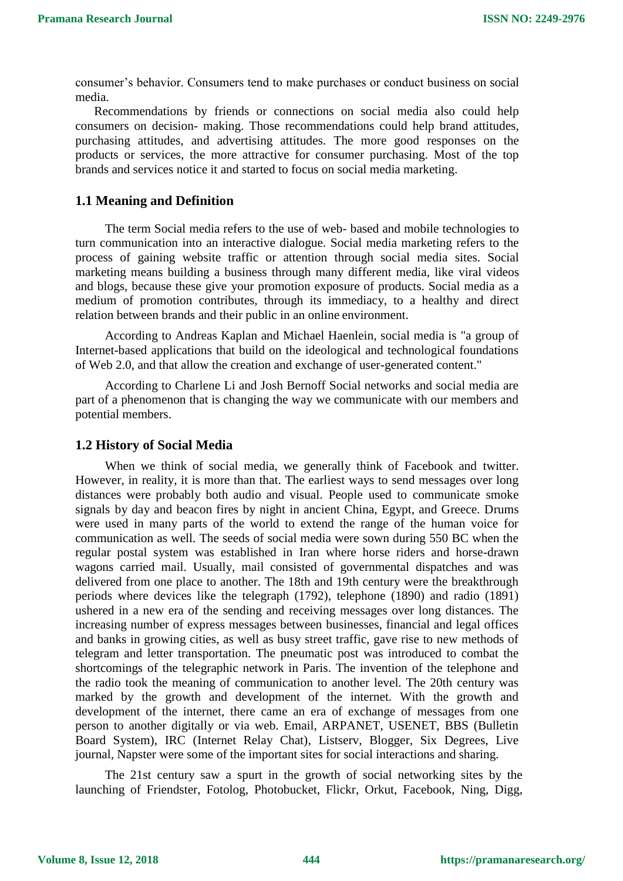consumer's behavior. Consumers tend to make purchases or conduct business on social media.

Recommendations by friends or connections on social media also could help consumers on decision- making. Those recommendations could help brand attitudes, purchasing attitudes, and advertising attitudes. The more good responses on the products or services, the more attractive for consumer purchasing. Most of the top brands and services notice it and started to focus on social media marketing.

## 1.1 Meaning and Definition

The term Social media refers to the use of web- based and mobile technologies to turn communication into an interactive dialogue. Social media marketing refers to the process of gaining website traffic or attention through social media sites. Social marketing means building a business through many different media, like viral videos and blogs, because these give your promotion exposure of products. Social media as a medium of promotion contributes, through its immediacy, to a healthy and direct relation between brands and their public in an online environment.

According to Andreas Kaplan and Michael Haenlein, social media is "a group of Internet-based applications that build on the ideological and technological foundations of Web 2.0, and that allow the creation and exchange of user-generated content."

According to Charlene Li and Josh Bernoff Social networks and social media are part of a phenomenon that is changing the way we communicate with our members and potential members.

## 1.2 History of Social Media

When we think of social media, we generally think of Facebook and twitter. However, in reality, it is more than that. The earliest ways to send messages over long distances were probably both audio and visual. People used to communicate smoke signals by day and beacon fires by night in ancient China, Egypt, and Greece. Drums were used in many parts of the world to extend the range of the human voice for communication as well. The seeds of social media were sown during 550 BC when the regular postal system was established in Iran where horse riders and horse-drawn wagons carried mail. Usually, mail consisted of governmental dispatches and was delivered from one place to another. The 18th and 19th century were the breakthrough periods where devices like the telegraph (1792), telephone (1890) and radio (1891) ushered in a new era of the sending and receiving messages over long distances. The increasing number of express messages between businesses, financial and legal offices and banks in growing cities, as well as busy street traffic, gave rise to new methods of telegram and letter transportation. The pneumatic post was introduced to combat the shortcomings of the telegraphic network in Paris. The invention of the telephone and the radio took the meaning of communication to another level. The 20th century was marked by the growth and development of the internet. With the growth and development of the internet, there came an era of exchange of messages from one person to another digitally or via web. Email, ARPANET, USENET, BBS (Bulletin Board System), IRC (Internet Relay Chat), Listserv, Blogger, Six Degrees, Live journal, Napster were some of the important sites for social interactions and sharing.

The 21st century saw a spurt in the growth of social networking sites by the launching of Friendster, Fotolog, Photobucket, Flickr, Orkut, Facebook, Ning, Digg,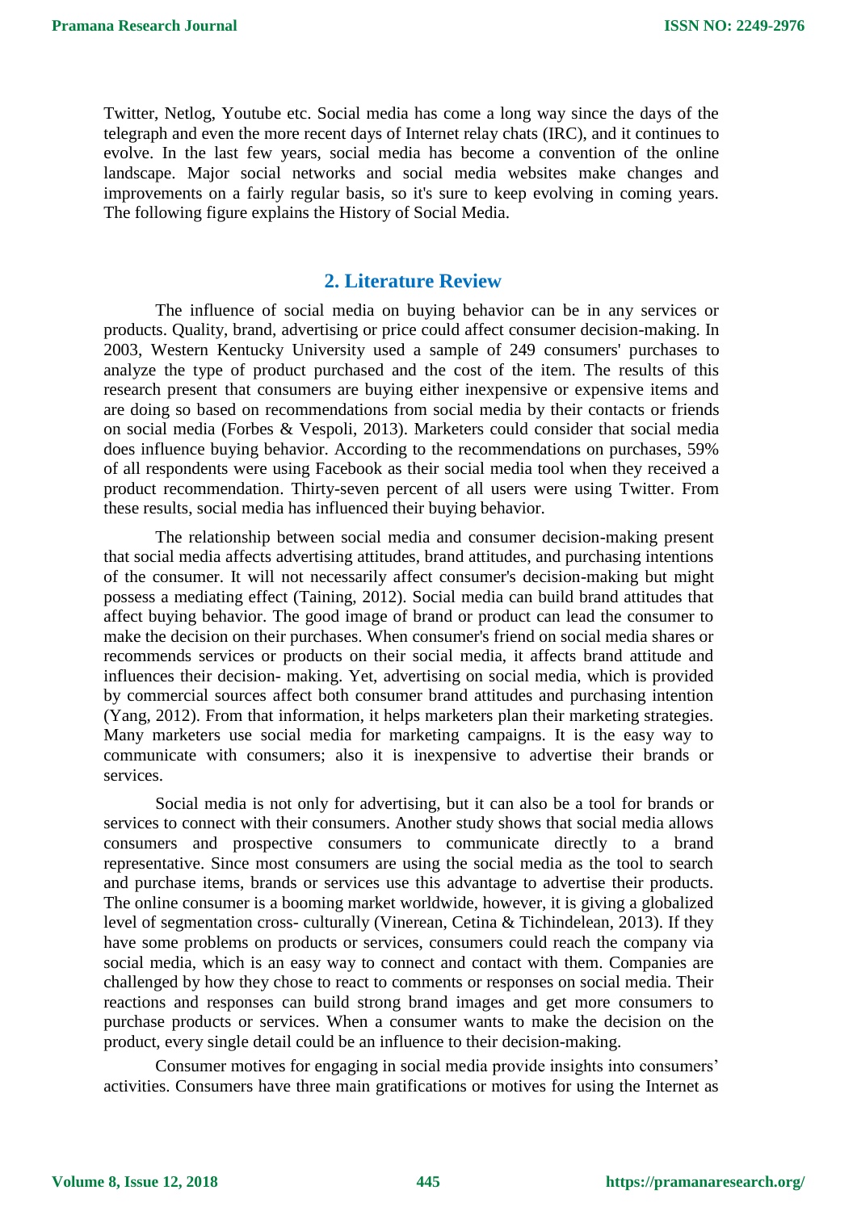Twitter, Netlog, Youtube etc. Social media has come a long way since the days of the telegraph and even the more recent days of Internet relay chats (IRC), and it continues to evolve. In the last few years, social media has become a convention of the online landscape. Major social networks and social media websites make changes and improvements on a fairly regular basis, so it's sure to keep evolving in coming years. The following figure explains the History of Social Media.

## 2. Literature Review

The influence of social media on buying behavior can be in any services or products. Quality, brand, advertising or price could affect consumer decision-making. In 2003, Western Kentucky University used a sample of 249 consumers' purchases to analyze the type of product purchased and the cost of the item. The results of this research present that consumers are buying either inexpensive or expensive items and are doing so based on recommendations from social media by their contacts or friends on social media (Forbes & Vespoli, 2013). Marketers could consider that social media does influence buying behavior. According to the recommendations on purchases, 59% of all respondents were using Facebook as their social media tool when they received a product recommendation. Thirty-seven percent of all users were using Twitter. From these results, social media has influenced their buying behavior.

The relationship between social media and consumer decision-making present that social media affects advertising attitudes, brand attitudes, and purchasing intentions of the consumer. It will not necessarily affect consumer's decision-making but might possess a mediating effect (Taining, 2012). Social media can build brand attitudes that affect buying behavior. The good image of brand or product can lead the consumer to make the decision on their purchases. When consumer's friend on social media shares or recommends services or products on their social media, it affects brand attitude and influences their decision- making. Yet, advertising on social media, which is provided by commercial sources affect both consumer brand attitudes and purchasing intention (Yang, 2012). From that information, it helps marketers plan their marketing strategies. Many marketers use social media for marketing campaigns. It is the easy way to communicate with consumers; also it is inexpensive to advertise their brands or services.

Social media is not only for advertising, but it can also be a tool for brands or services to connect with their consumers. Another study shows that social media allows consumers and prospective consumers to communicate directly to a brand representative. Since most consumers are using the social media as the tool to search and purchase items, brands or services use this advantage to advertise their products. The online consumer is a booming market worldwide, however, it is giving a globalized level of segmentation cross- culturally (Vinerean, Cetina & Tichindelean, 2013). If they have some problems on products or services, consumers could reach the company via social media, which is an easy way to connect and contact with them. Companies are challenged by how they chose to react to comments or responses on social media. Their reactions and responses can build strong brand images and get more consumers to purchase products or services. When a consumer wants to make the decision on the product, every single detail could be an influence to their decision-making.

Consumer motives for engaging in social media provide insights into consumers' activities. Consumers have three main gratifications or motives for using the Internet as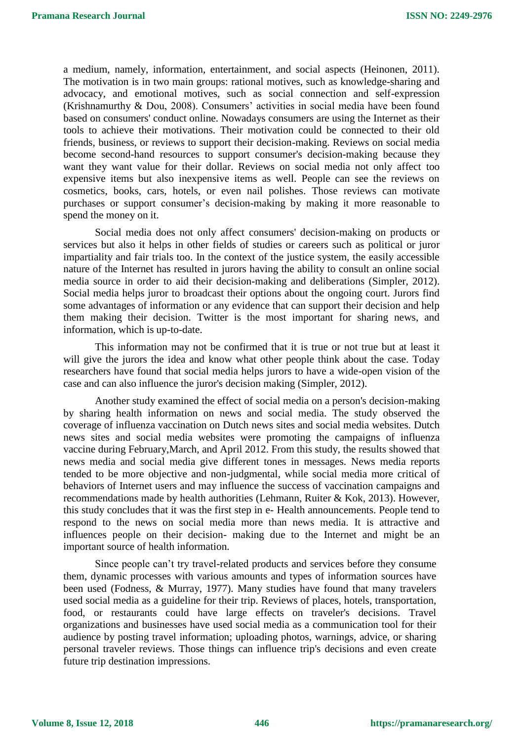a medium, namely, information, entertainment, and social aspects (Heinonen, 2011). The motivation is in two main groups: rational motives, such as knowledge-sharing and advocacy, and emotional motives, such as social connection and self-expression (Krishnamurthy & Dou, 2008). Consumers' activities in social media have been found based on consumers' conduct online. Nowadays consumers are using the Internet as their tools to achieve their motivations. Their motivation could be connected to their old friends, business, or reviews to support their decision-making. Reviews on social media become second-hand resources to support consumer's decision-making because they want they want value for their dollar. Reviews on social media not only affect too expensive items but also inexpensive items as well. People can see the reviews on cosmetics, books, cars, hotels, or even nail polishes. Those reviews can motivate purchases or support consumer's decision-making by making it more reasonable to spend the money on it.

Social media does not only affect consumers' decision-making on products or services but also it helps in other fields of studies or careers such as political or juror impartiality and fair trials too. In the context of the justice system, the easily accessible nature of the Internet has resulted in jurors having the ability to consult an online social media source in order to aid their decision-making and deliberations (Simpler, 2012). Social media helps juror to broadcast their options about the ongoing court. Jurors find some advantages of information or any evidence that can support their decision and help them making their decision. Twitter is the most important for sharing news, and information, which is up-to-date.

This information may not be confirmed that it is true or not true but at least it will give the jurors the idea and know what other people think about the case. Today researchers have found that social media helps jurors to have a wide-open vision of the case and can also influence the juror's decision making (Simpler, 2012).

Another study examined the effect of social media on a person's decision-making by sharing health information on news and social media. The study observed the coverage of influenza vaccination on Dutch news sites and social media websites. Dutch news sites and social media websites were promoting the campaigns of influenza vaccine during February,March, and April 2012. From this study, the results showed that news media and social media give different tones in messages. News media reports tended to be more objective and non-judgmental, while social media more critical of behaviors of Internet users and may influence the success of vaccination campaigns and recommendations made by health authorities (Lehmann, Ruiter & Kok, 2013). However, this study concludes that it was the first step in e- Health announcements. People tend to respond to the news on social media more than news media. It is attractive and influences people on their decision- making due to the Internet and might be an important source of health information.

Since people can't try travel-related products and services before they consume them, dynamic processes with various amounts and types of information sources have been used (Fodness, & Murray, 1977). Many studies have found that many travelers used social media as a guideline for their trip. Reviews of places, hotels, transportation, food, or restaurants could have large effects on traveler's decisions. Travel organizations and businesses have used social media as a communication tool for their audience by posting travel information; uploading photos, warnings, advice, or sharing personal traveler reviews. Those things can influence trip's decisions and even create future trip destination impressions.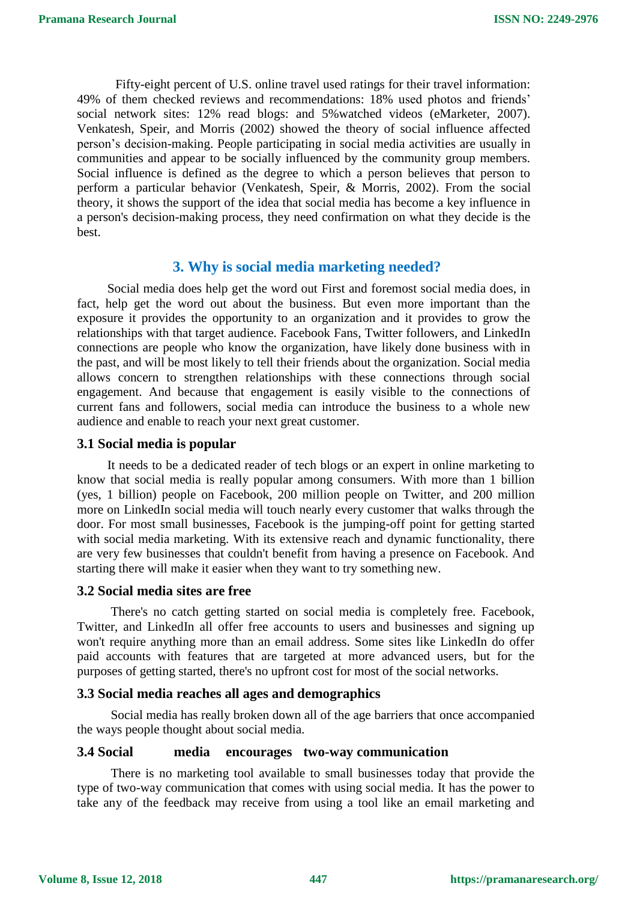Fifty-eight percent of U.S. online travel used ratings for their travel information: 49% of them checked reviews and recommendations: 18% used photos and friends' social network sites: 12% read blogs: and 5%watched videos (eMarketer, 2007). Venkatesh, Speir, and Morris (2002) showed the theory of social influence affected person's decision-making. People participating in social media activities are usually in communities and appear to be socially influenced by the community group members. Social influence is defined as the degree to which a person believes that person to perform a particular behavior (Venkatesh, Speir, & Morris, 2002). From the social theory, it shows the support of the idea that social media has become a key influence in a person's decision-making process, they need confirmation on what they decide is the best.

## 3. Why is social media marketing needed?

Social media does help get the word out First and foremost social media does, in fact, help get the word out about the business. But even more important than the exposure it provides the opportunity to an organization and it provides to grow the relationships with that target audience. Facebook Fans, Twitter followers, and LinkedIn connections are people who know the organization, have likely done business with in the past, and will be most likely to tell their friends about the organization. Social media allows concern to strengthen relationships with these connections through social engagement. And because that engagement is easily visible to the connections of current fans and followers, social media can introduce the business to a whole new audience and enable to reach your next great customer.

### 3.1 Social media is popular

It needs to be a dedicated reader of tech blogs or an expert in online marketing to know that social media is really popular among consumers. With more than 1 billion (yes, 1 billion) people on Facebook, 200 million people on Twitter, and 200 million more on LinkedIn social media will touch nearly every customer that walks through the door. For most small businesses, Facebook is the jumping-off point for getting started with social media marketing. With its extensive reach and dynamic functionality, there are very few businesses that couldn't benefit from having a presence on Facebook. And starting there will make it easier when they want to try something new.

### 3.2 Social media sites are free

There's no catch getting started on social media is completely free. Facebook, Twitter, and LinkedIn all offer free accounts to users and businesses and signing up won't require anything more than an email address. Some sites like LinkedIn do offer paid accounts with features that are targeted at more advanced users, but for the purposes of getting started, there's no upfront cost for most of the social networks.

### 3.3 Social media reaches all ages and demographics

Social media has really broken down all of the age barriers that once accompanied the ways people thought about social media.

### 3.4 Social media encourages two-way communication

There is no marketing tool available to small businesses today that provide the type of two-way communication that comes with using social media. It has the power to take any of the feedback may receive from using a tool like an email marketing and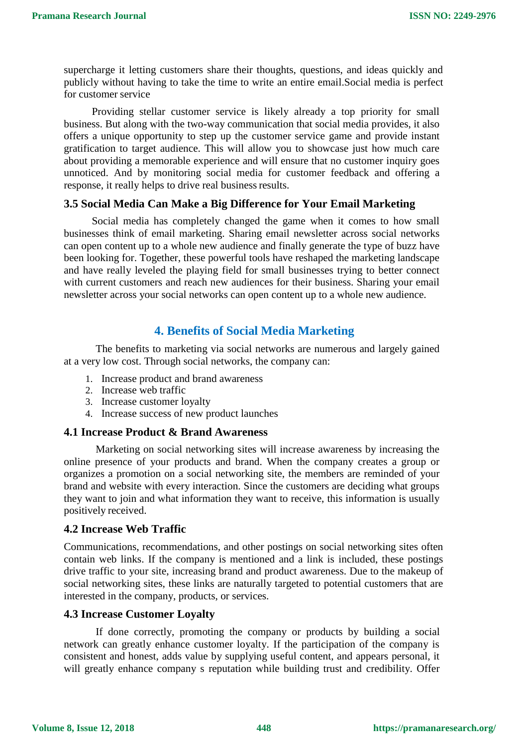supercharge it letting customers share their thoughts, questions, and ideas quickly and publicly without having to take the time to write an entire email.Social media is perfect for customer service

Providing stellar customer service is likely already a top priority for small business. But along with the two-way communication that social media provides, it also offers a unique opportunity to step up the customer service game and provide instant gratification to target audience. This will allow you to showcase just how much care about providing a memorable experience and will ensure that no customer inquiry goes unnoticed. And by monitoring social media for customer feedback and offering a response, it really helps to drive real business results.

### 3.5 Social Media Can Make a Big Difference for Your Email Marketing

Social media has completely changed the game when it comes to how small businesses think of email marketing. Sharing email newsletter across social networks can open content up to a whole new audience and finally generate the type of buzz have been looking for. Together, these powerful tools have reshaped the marketing landscape and have really leveled the playing field for small businesses trying to better connect with current customers and reach new audiences for their business. Sharing your email newsletter across your social networks can open content up to a whole new audience.

## 4. Benefits of Social Media Marketing

The benefits to marketing via social networks are numerous and largely gained at a very low cost. Through social networks, the company can:

1. Increase product and brand awareness
2. Increase web traffic
3. Increase customer loyalty
4. Increase success of new product launches

### 4.1 Increase Product & Brand Awareness

Marketing on social networking sites will increase awareness by increasing the online presence of your products and brand. When the company creates a group or organizes a promotion on a social networking site, the members are reminded of your brand and website with every interaction. Since the customers are deciding what groups they want to join and what information they want to receive, this information is usually positively received.

### 4.2 Increase Web Traffic

Communications, recommendations, and other postings on social networking sites often contain web links. If the company is mentioned and a link is included, these postings drive traffic to your site, increasing brand and product awareness. Due to the makeup of social networking sites, these links are naturally targeted to potential customers that are interested in the company, products, or services.

### 4.3 Increase Customer Loyalty

If done correctly, promoting the company or products by building a social network can greatly enhance customer loyalty. If the participation of the company is consistent and honest, adds value by supplying useful content, and appears personal, it will greatly enhance company s reputation while building trust and credibility. Offer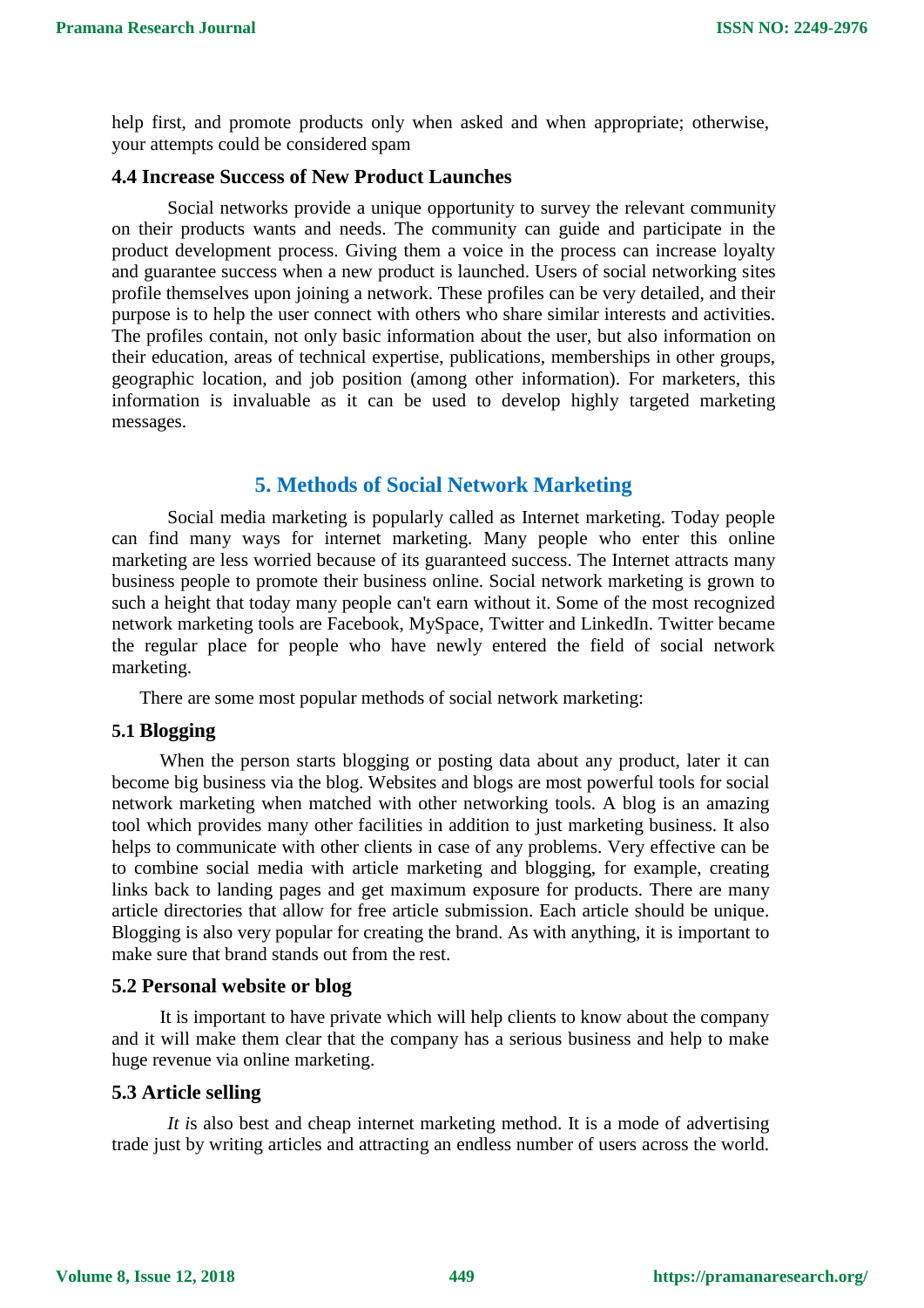help first, and promote products only when asked and when appropriate; otherwise, your attempts could be considered spam

### 4.4 Increase Success of New Product Launches

Social networks provide a unique opportunity to survey the relevant community on their products wants and needs. The community can guide and participate in the product development process. Giving them a voice in the process can increase loyalty and guarantee success when a new product is launched. Users of social networking sites profile themselves upon joining a network. These profiles can be very detailed, and their purpose is to help the user connect with others who share similar interests and activities. The profiles contain, not only basic information about the user, but also information on their education, areas of technical expertise, publications, memberships in other groups, geographic location, and job position (among other information). For marketers, this information is invaluable as it can be used to develop highly targeted marketing messages.

## 5. Methods of Social Network Marketing

Social media marketing is popularly called as Internet marketing. Today people can find many ways for internet marketing. Many people who enter this online marketing are less worried because of its guaranteed success. The Internet attracts many business people to promote their business online. Social network marketing is grown to such a height that today many people can't earn without it. Some of the most recognized network marketing tools are Facebook, MySpace, Twitter and LinkedIn. Twitter became the regular place for people who have newly entered the field of social network marketing.

There are some most popular methods of social network marketing:

### 5.1 Blogging

When the person starts blogging or posting data about any product, later it can become big business via the blog. Websites and blogs are most powerful tools for social network marketing when matched with other networking tools. A blog is an amazing tool which provides many other facilities in addition to just marketing business. It also helps to communicate with other clients in case of any problems. Very effective can be to combine social media with article marketing and blogging, for example, creating links back to landing pages and get maximum exposure for products. There are many article directories that allow for free article submission. Each article should be unique. Blogging is also very popular for creating the brand. As with anything, it is important to make sure that brand stands out from the rest.

### 5.2 Personal website or blog

It is important to have private which will help clients to know about the company and it will make them clear that the company has a serious business and help to make huge revenue via online marketing.

### 5.3 Article selling

*It i*s also best and cheap internet marketing method. It is a mode of advertising trade just by writing articles and attracting an endless number of users across the world.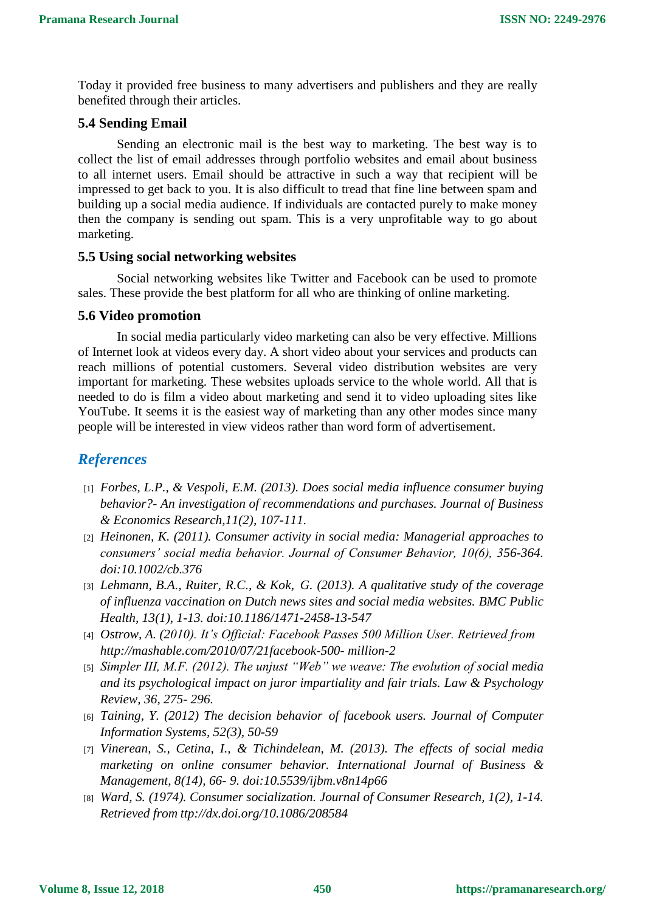Today it provided free business to many advertisers and publishers and they are really benefited through their articles.

### 5.4 Sending Email

Sending an electronic mail is the best way to marketing. The best way is to collect the list of email addresses through portfolio websites and email about business to all internet users. Email should be attractive in such a way that recipient will be impressed to get back to you. It is also difficult to tread that fine line between spam and building up a social media audience. If individuals are contacted purely to make money then the company is sending out spam. This is a very unprofitable way to go about marketing.

### 5.5 Using social networking websites

Social networking websites like Twitter and Facebook can be used to promote sales. These provide the best platform for all who are thinking of online marketing.

### 5.6 Video promotion

In social media particularly video marketing can also be very effective. Millions of Internet look at videos every day. A short video about your services and products can reach millions of potential customers. Several video distribution websites are very important for marketing. These websites uploads service to the whole world. All that is needed to do is film a video about marketing and send it to video uploading sites like YouTube. It seems it is the easiest way of marketing than any other modes since many people will be interested in view videos rather than word form of advertisement.

## References

[1] *Forbes, L.P., & Vespoli, E.M. (2013). Does social media influence consumer buying behavior?- An investigation of recommendations and purchases. Journal of Business & Economics Research,11(2), 107-111.*

[2] *Heinonen, K. (2011). Consumer activity in social media: Managerial approaches to consumers' social media behavior. Journal of Consumer Behavior, 10(6), 356-364. doi:10.1002/cb.376*

[3] *Lehmann, B.A., Ruiter, R.C., & Kok, G. (2013). A qualitative study of the coverage of influenza vaccination on Dutch news sites and social media websites. BMC Public Health, 13(1), 1-13. doi:10.1186/1471-2458-13-547*

[4] *Ostrow, A. (2010). It's Official: Facebook Passes 500 Million User. Retrieved from http://mashable.com/2010/07/21facebook-500- million-2*

[5] *Simpler III, M.F. (2012). The unjust "Web" we weave: The evolution of social media and its psychological impact on juror impartiality and fair trials. Law & Psychology Review, 36, 275- 296.*

[6] *Taining, Y. (2012) The decision behavior of facebook users. Journal of Computer Information Systems, 52(3), 50-59*

[7] *Vinerean, S., Cetina, I., & Tichindelean, M. (2013). The effects of social media marketing on online consumer behavior. International Journal of Business & Management, 8(14), 66- 9. doi:10.5539/ijbm.v8n14p66*

[8] *Ward, S. (1974). Consumer socialization. Journal of Consumer Research, 1(2), 1-14. Retrieved from ttp://dx.doi.org/10.1086/208584*